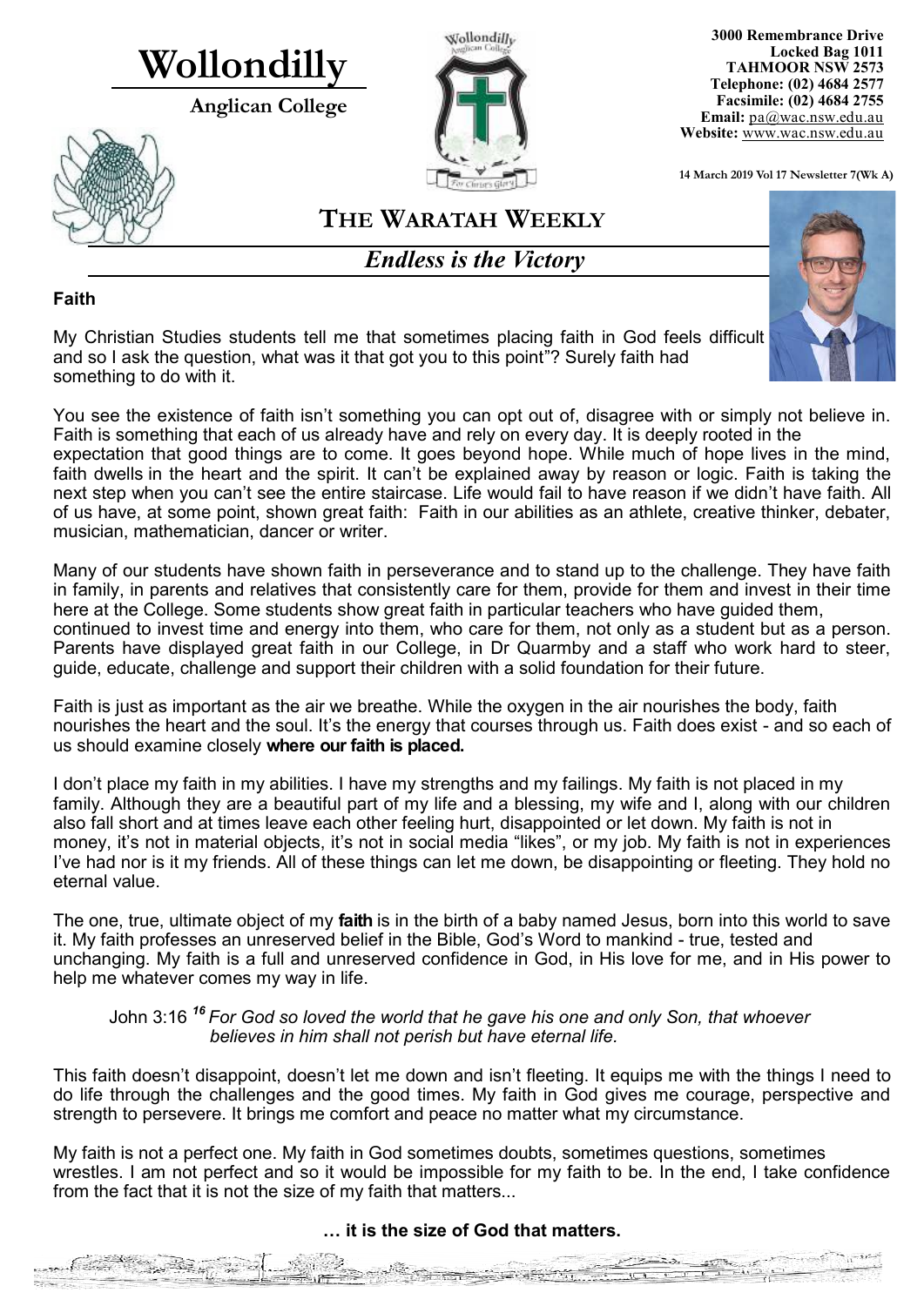# Wollondilly

**Anglican College**

**3000 Remembrance Drive**
**Locked Bag 1011**
**TAHMOOR NSW 2573**
**Telephone: (02) 4684 2577**
**Facsimile: (02) 4684 2755**
**Email:** pa@wac.nsw.edu.au
**Website:** www.wac.nsw.edu.au

**14 March 2019 Vol 17 Newsletter 7(Wk A)**

## THE WARATAH WEEKLY

*Endless is the Victory*

### Faith

My Christian Studies students tell me that sometimes placing faith in God feels difficult and so I ask the question, what was it that got you to this point"? Surely faith had something to do with it.

You see the existence of faith isn't something you can opt out of, disagree with or simply not believe in. Faith is something that each of us already have and rely on every day. It is deeply rooted in the expectation that good things are to come. It goes beyond hope. While much of hope lives in the mind, faith dwells in the heart and the spirit. It can't be explained away by reason or logic. Faith is taking the next step when you can't see the entire staircase. Life would fail to have reason if we didn't have faith. All of us have, at some point, shown great faith: Faith in our abilities as an athlete, creative thinker, debater, musician, mathematician, dancer or writer.

Many of our students have shown faith in perseverance and to stand up to the challenge. They have faith in family, in parents and relatives that consistently care for them, provide for them and invest in their time here at the College. Some students show great faith in particular teachers who have guided them, continued to invest time and energy into them, who care for them, not only as a student but as a person. Parents have displayed great faith in our College, in Dr Quarmby and a staff who work hard to steer, guide, educate, challenge and support their children with a solid foundation for their future.

Faith is just as important as the air we breathe. While the oxygen in the air nourishes the body, faith nourishes the heart and the soul. It's the energy that courses through us. Faith does exist - and so each of us should examine closely **where our faith is placed.**

I don't place my faith in my abilities. I have my strengths and my failings. My faith is not placed in my family. Although they are a beautiful part of my life and a blessing, my wife and I, along with our children also fall short and at times leave each other feeling hurt, disappointed or let down. My faith is not in money, it's not in material objects, it's not in social media "likes", or my job. My faith is not in experiences I've had nor is it my friends. All of these things can let me down, be disappointing or fleeting. They hold no eternal value.

The one, true, ultimate object of my **faith** is in the birth of a baby named Jesus, born into this world to save it. My faith professes an unreserved belief in the Bible, God's Word to mankind - true, tested and unchanging. My faith is a full and unreserved confidence in God, in His love for me, and in His power to help me whatever comes my way in life.

> John 3:16 ***16*** *For God so loved the world that he gave his one and only Son, that whoever believes in him shall not perish but have eternal life.*

This faith doesn't disappoint, doesn't let me down and isn't fleeting. It equips me with the things I need to do life through the challenges and the good times. My faith in God gives me courage, perspective and strength to persevere. It brings me comfort and peace no matter what my circumstance.

My faith is not a perfect one. My faith in God sometimes doubts, sometimes questions, sometimes wrestles. I am not perfect and so it would be impossible for my faith to be. In the end, I take confidence from the fact that it is not the size of my faith that matters...

**… it is the size of God that matters.**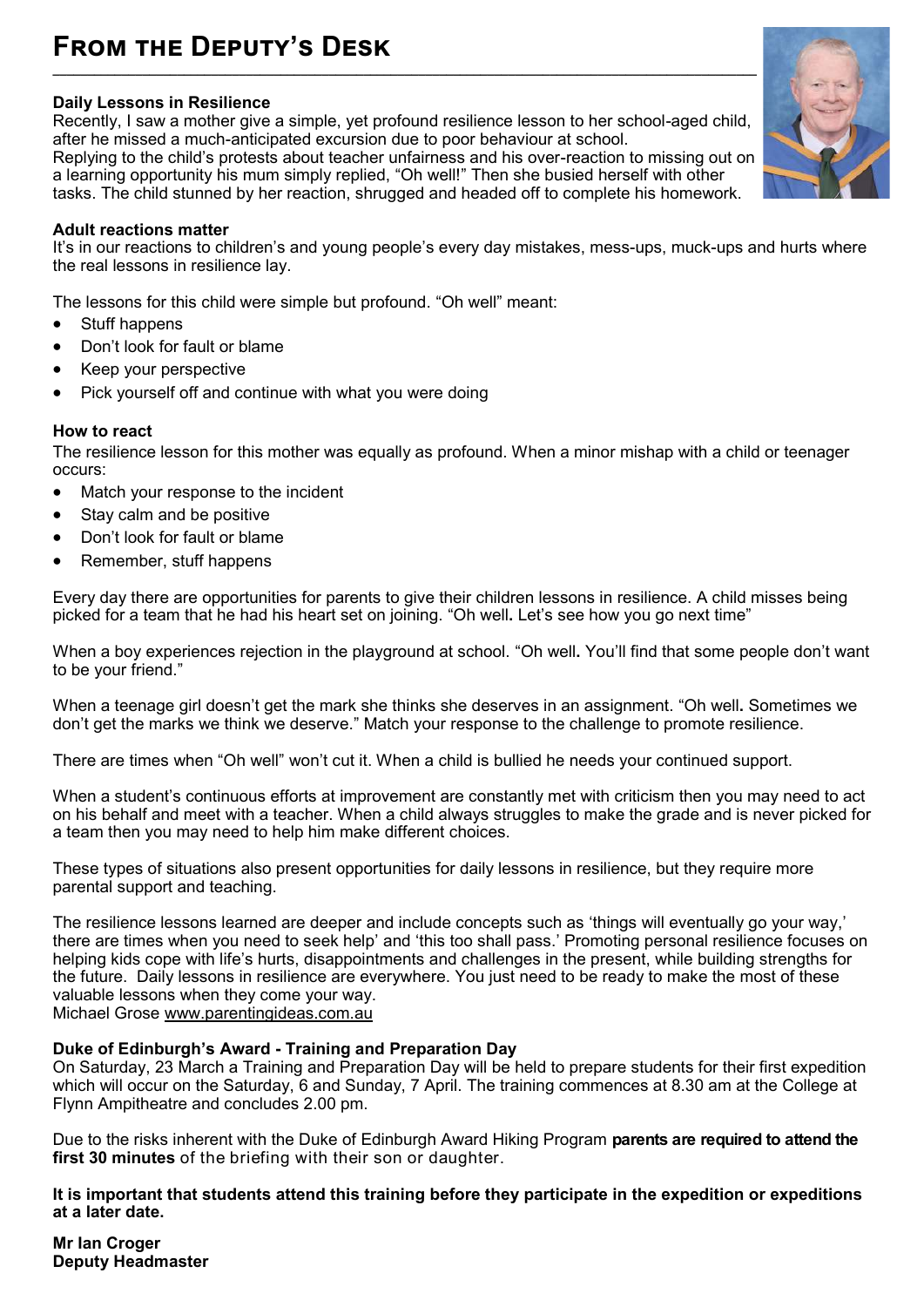# From the Deputy's Desk

### Daily Lessons in Resilience

Recently, I saw a mother give a simple, yet profound resilience lesson to her school-aged child, after he missed a much-anticipated excursion due to poor behaviour at school.
Replying to the child's protests about teacher unfairness and his over-reaction to missing out on a learning opportunity his mum simply replied, "Oh well!" Then she busied herself with other tasks. The child stunned by her reaction, shrugged and headed off to complete his homework.

### Adult reactions matter

It's in our reactions to children's and young people's every day mistakes, mess-ups, muck-ups and hurts where the real lessons in resilience lay.

The lessons for this child were simple but profound. "Oh well" meant:

- Stuff happens
- Don't look for fault or blame
- Keep your perspective
- Pick yourself off and continue with what you were doing

### How to react

The resilience lesson for this mother was equally as profound. When a minor mishap with a child or teenager occurs:

- Match your response to the incident
- Stay calm and be positive
- Don't look for fault or blame
- Remember, stuff happens

Every day there are opportunities for parents to give their children lessons in resilience. A child misses being picked for a team that he had his heart set on joining. "Oh well**.** Let's see how you go next time"

When a boy experiences rejection in the playground at school. "Oh well**.** You'll find that some people don't want to be your friend."

When a teenage girl doesn't get the mark she thinks she deserves in an assignment. "Oh well**.** Sometimes we don't get the marks we think we deserve." Match your response to the challenge to promote resilience.

There are times when "Oh well" won't cut it. When a child is bullied he needs your continued support.

When a student's continuous efforts at improvement are constantly met with criticism then you may need to act on his behalf and meet with a teacher. When a child always struggles to make the grade and is never picked for a team then you may need to help him make different choices.

These types of situations also present opportunities for daily lessons in resilience, but they require more parental support and teaching.

The resilience lessons learned are deeper and include concepts such as 'things will eventually go your way,' there are times when you need to seek help' and 'this too shall pass.' Promoting personal resilience focuses on helping kids cope with life's hurts, disappointments and challenges in the present, while building strengths for the future. Daily lessons in resilience are everywhere. You just need to be ready to make the most of these valuable lessons when they come your way.
Michael Grose www.parentingideas.com.au

### Duke of Edinburgh's Award - Training and Preparation Day

On Saturday, 23 March a Training and Preparation Day will be held to prepare students for their first expedition which will occur on the Saturday, 6 and Sunday, 7 April. The training commences at 8.30 am at the College at Flynn Ampitheatre and concludes 2.00 pm.

Due to the risks inherent with the Duke of Edinburgh Award Hiking Program **parents are required to attend the first 30 minutes** of the briefing with their son or daughter.

**It is important that students attend this training before they participate in the expedition or expeditions at a later date.**

**Mr Ian Croger**
**Deputy Headmaster**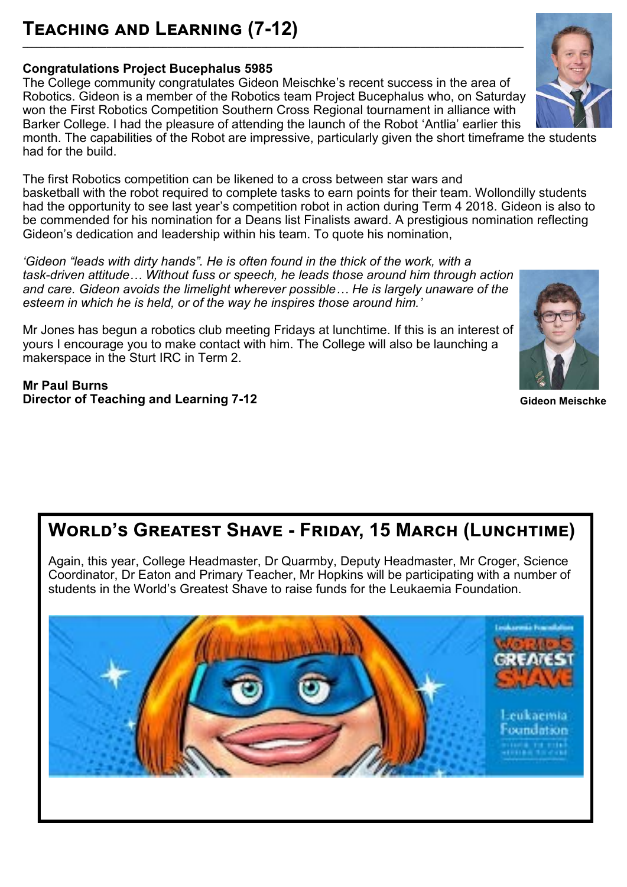# Teaching and Learning (7-12)

**Congratulations Project Bucephalus 5985**

The College community congratulates Gideon Meischke's recent success in the area of Robotics. Gideon is a member of the Robotics team Project Bucephalus who, on Saturday won the First Robotics Competition Southern Cross Regional tournament in alliance with Barker College. I had the pleasure of attending the launch of the Robot 'Antlia' earlier this month. The capabilities of the Robot are impressive, particularly given the short timeframe the students had for the build.

The first Robotics competition can be likened to a cross between star wars and basketball with the robot required to complete tasks to earn points for their team. Wollondilly students had the opportunity to see last year's competition robot in action during Term 4 2018. Gideon is also to be commended for his nomination for a Deans list Finalists award. A prestigious nomination reflecting Gideon's dedication and leadership within his team. To quote his nomination,

*'Gideon "leads with dirty hands". He is often found in the thick of the work, with a task-driven attitude… Without fuss or speech, he leads those around him through action and care. Gideon avoids the limelight wherever possible… He is largely unaware of the esteem in which he is held, or of the way he inspires those around him.'*

Mr Jones has begun a robotics club meeting Fridays at lunchtime. If this is an interest of yours I encourage you to make contact with him. The College will also be launching a makerspace in the Sturt IRC in Term 2.

**Mr Paul Burns**
**Director of Teaching and Learning 7-12**

**Gideon Meischke**

## World's Greatest Shave - Friday, 15 March (Lunchtime)

Again, this year, College Headmaster, Dr Quarmby, Deputy Headmaster, Mr Croger, Science Coordinator, Dr Eaton and Primary Teacher, Mr Hopkins will be participating with a number of students in the World's Greatest Shave to raise funds for the Leukaemia Foundation.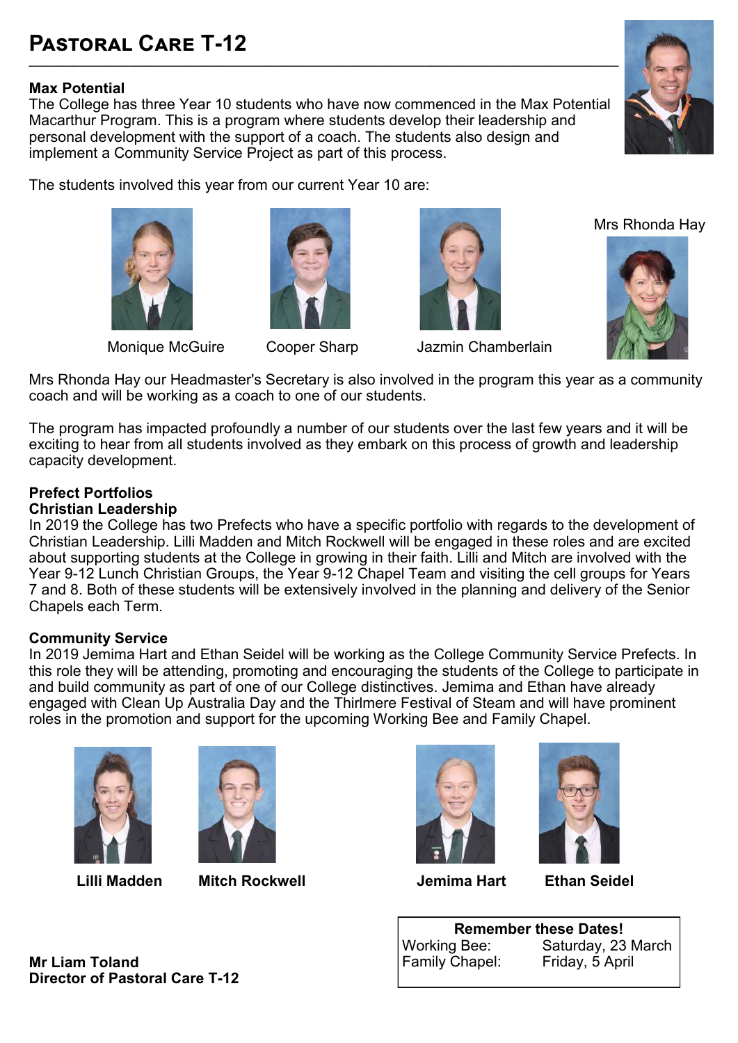# Pastoral Care T-12

**Max Potential**

The College has three Year 10 students who have now commenced in the Max Potential Macarthur Program. This is a program where students develop their leadership and personal development with the support of a coach. The students also design and implement a Community Service Project as part of this process.

The students involved this year from our current Year 10 are:

Monique McGuire    Cooper Sharp    Jazmin Chamberlain

Mrs Rhonda Hay

Mrs Rhonda Hay our Headmaster's Secretary is also involved in the program this year as a community coach and will be working as a coach to one of our students.

The program has impacted profoundly a number of our students over the last few years and it will be exciting to hear from all students involved as they embark on this process of growth and leadership capacity development.

**Prefect Portfolios**

**Christian Leadership**

In 2019 the College has two Prefects who have a specific portfolio with regards to the development of Christian Leadership. Lilli Madden and Mitch Rockwell will be engaged in these roles and are excited about supporting students at the College in growing in their faith. Lilli and Mitch are involved with the Year 9-12 Lunch Christian Groups, the Year 9-12 Chapel Team and visiting the cell groups for Years 7 and 8. Both of these students will be extensively involved in the planning and delivery of the Senior Chapels each Term.

**Community Service**

In 2019 Jemima Hart and Ethan Seidel will be working as the College Community Service Prefects. In this role they will be attending, promoting and encouraging the students of the College to participate in and build community as part of one of our College distinctives. Jemima and Ethan have already engaged with Clean Up Australia Day and the Thirlmere Festival of Steam and will have prominent roles in the promotion and support for the upcoming Working Bee and Family Chapel.

**Lilli Madden**    **Mitch Rockwell**    **Jemima Hart**    **Ethan Seidel**

| **Remember these Dates!** | |
|---|---|
| Working Bee: | Saturday, 23 March |
| Family Chapel: | Friday, 5 April |

**Mr Liam Toland**
**Director of Pastoral Care T-12**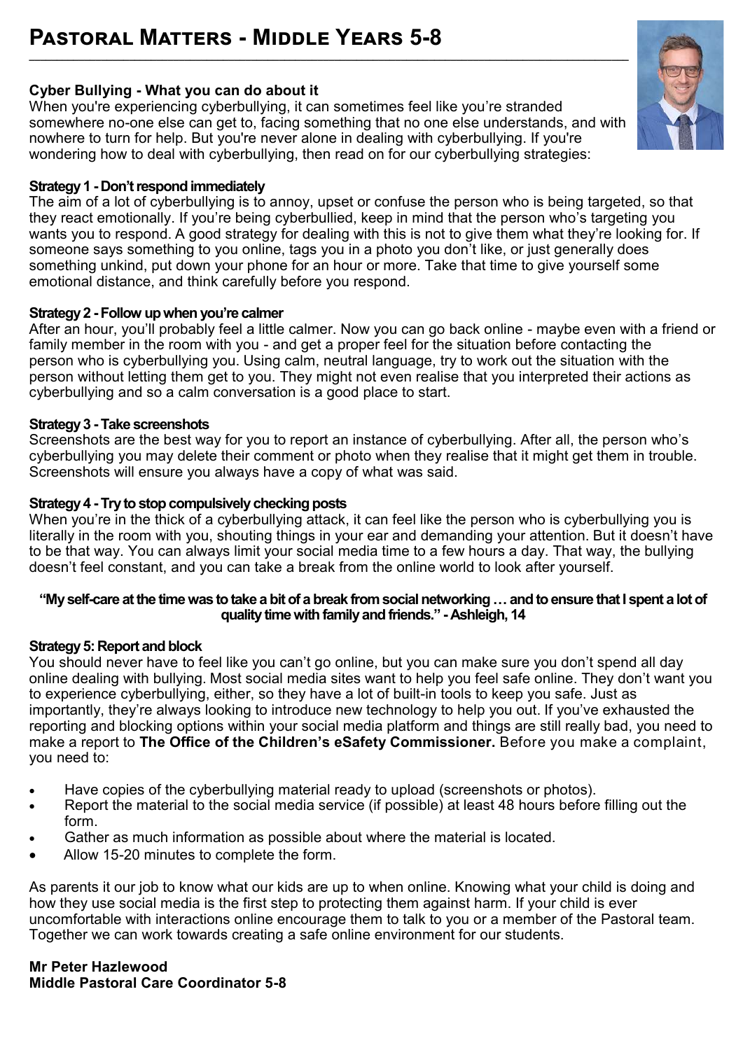# Pastoral Matters - Middle Years 5-8

**Cyber Bullying - What you can do about it**

When you're experiencing cyberbullying, it can sometimes feel like you're stranded somewhere no-one else can get to, facing something that no one else understands, and with nowhere to turn for help. But you're never alone in dealing with cyberbullying. If you're wondering how to deal with cyberbullying, then read on for our cyberbullying strategies:

**Strategy 1 - Don't respond immediately**

The aim of a lot of cyberbullying is to annoy, upset or confuse the person who is being targeted, so that they react emotionally. If you're being cyberbullied, keep in mind that the person who's targeting you wants you to respond. A good strategy for dealing with this is not to give them what they're looking for. If someone says something to you online, tags you in a photo you don't like, or just generally does something unkind, put down your phone for an hour or more. Take that time to give yourself some emotional distance, and think carefully before you respond.

**Strategy 2 - Follow up when you're calmer**

After an hour, you'll probably feel a little calmer. Now you can go back online - maybe even with a friend or family member in the room with you - and get a proper feel for the situation before contacting the person who is cyberbullying you. Using calm, neutral language, try to work out the situation with the person without letting them get to you. They might not even realise that you interpreted their actions as cyberbullying and so a calm conversation is a good place to start.

**Strategy 3 - Take screenshots**

Screenshots are the best way for you to report an instance of cyberbullying. After all, the person who's cyberbullying you may delete their comment or photo when they realise that it might get them in trouble. Screenshots will ensure you always have a copy of what was said.

**Strategy 4 - Try to stop compulsively checking posts**

When you're in the thick of a cyberbullying attack, it can feel like the person who is cyberbullying you is literally in the room with you, shouting things in your ear and demanding your attention. But it doesn't have to be that way. You can always limit your social media time to a few hours a day. That way, the bullying doesn't feel constant, and you can take a break from the online world to look after yourself.

**"My self-care at the time was to take a bit of a break from social networking … and to ensure that I spent a lot of quality time with family and friends." - Ashleigh, 14**

**Strategy 5: Report and block**

You should never have to feel like you can't go online, but you can make sure you don't spend all day online dealing with bullying. Most social media sites want to help you feel safe online. They don't want you to experience cyberbullying, either, so they have a lot of built-in tools to keep you safe. Just as importantly, they're always looking to introduce new technology to help you out. If you've exhausted the reporting and blocking options within your social media platform and things are still really bad, you need to make a report to **The Office of the Children's eSafety Commissioner.** Before you make a complaint, you need to:

- Have copies of the cyberbullying material ready to upload (screenshots or photos).
- Report the material to the social media service (if possible) at least 48 hours before filling out the form.
- Gather as much information as possible about where the material is located.
- Allow 15-20 minutes to complete the form.

As parents it our job to know what our kids are up to when online. Knowing what your child is doing and how they use social media is the first step to protecting them against harm. If your child is ever uncomfortable with interactions online encourage them to talk to you or a member of the Pastoral team. Together we can work towards creating a safe online environment for our students.

**Mr Peter Hazlewood**
**Middle Pastoral Care Coordinator 5-8**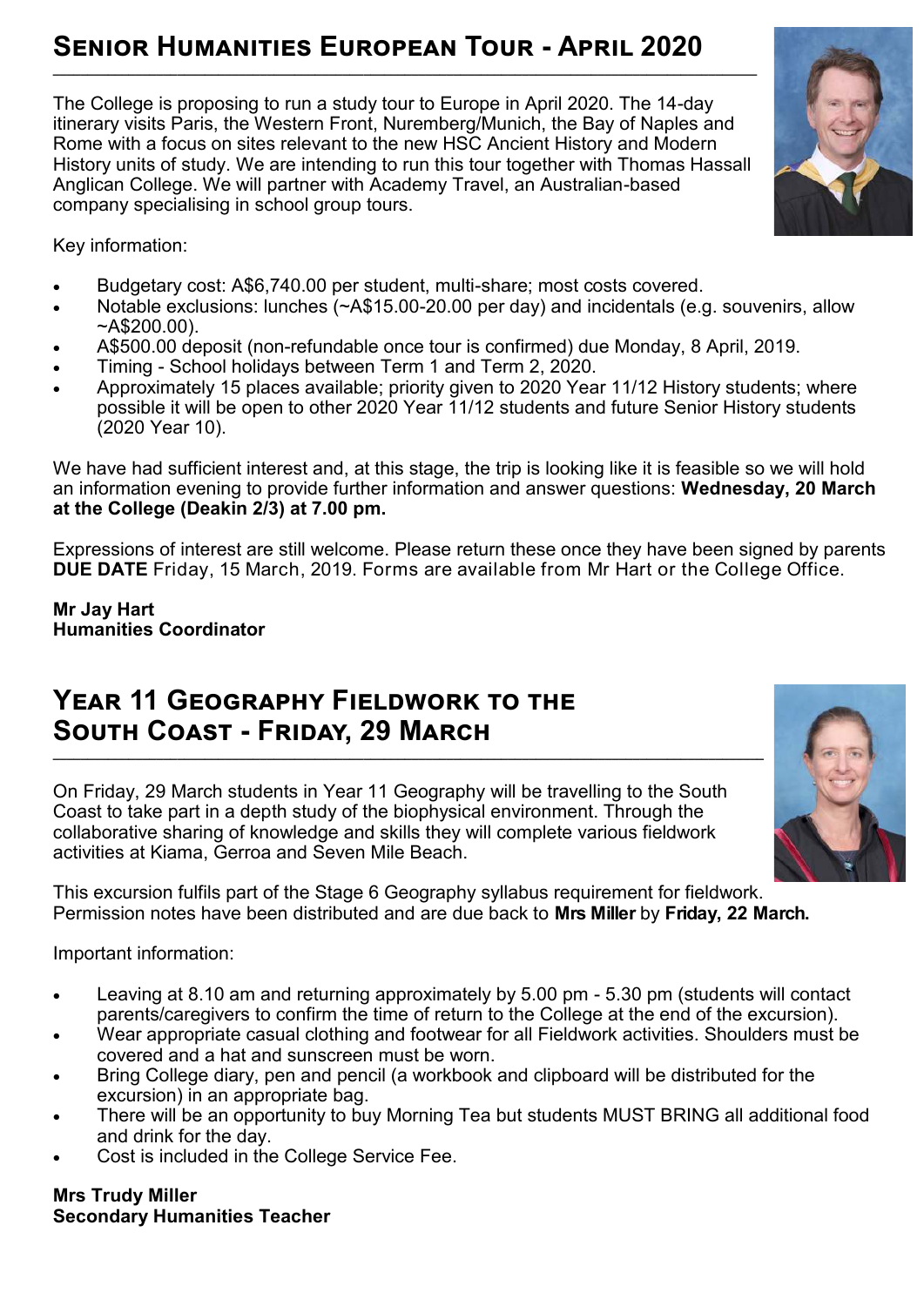## Senior Humanities European Tour - April 2020

The College is proposing to run a study tour to Europe in April 2020. The 14-day itinerary visits Paris, the Western Front, Nuremberg/Munich, the Bay of Naples and Rome with a focus on sites relevant to the new HSC Ancient History and Modern History units of study. We are intending to run this tour together with Thomas Hassall Anglican College. We will partner with Academy Travel, an Australian-based company specialising in school group tours.

Key information:

- Budgetary cost: A$6,740.00 per student, multi-share; most costs covered.
- Notable exclusions: lunches (~A$15.00-20.00 per day) and incidentals (e.g. souvenirs, allow ~A$200.00).
- A$500.00 deposit (non-refundable once tour is confirmed) due Monday, 8 April, 2019.
- Timing - School holidays between Term 1 and Term 2, 2020.
- Approximately 15 places available; priority given to 2020 Year 11/12 History students; where possible it will be open to other 2020 Year 11/12 students and future Senior History students (2020 Year 10).

We have had sufficient interest and, at this stage, the trip is looking like it is feasible so we will hold an information evening to provide further information and answer questions: **Wednesday, 20 March at the College (Deakin 2/3) at 7.00 pm.**

Expressions of interest are still welcome. Please return these once they have been signed by parents **DUE DATE** Friday, 15 March, 2019. Forms are available from Mr Hart or the College Office.

**Mr Jay Hart**
**Humanities Coordinator**

## Year 11 Geography Fieldwork to the South Coast - Friday, 29 March

On Friday, 29 March students in Year 11 Geography will be travelling to the South Coast to take part in a depth study of the biophysical environment. Through the collaborative sharing of knowledge and skills they will complete various fieldwork activities at Kiama, Gerroa and Seven Mile Beach.

This excursion fulfils part of the Stage 6 Geography syllabus requirement for fieldwork. Permission notes have been distributed and are due back to **Mrs Miller** by **Friday, 22 March.**

Important information:

- Leaving at 8.10 am and returning approximately by 5.00 pm - 5.30 pm (students will contact parents/caregivers to confirm the time of return to the College at the end of the excursion).
- Wear appropriate casual clothing and footwear for all Fieldwork activities. Shoulders must be covered and a hat and sunscreen must be worn.
- Bring College diary, pen and pencil (a workbook and clipboard will be distributed for the excursion) in an appropriate bag.
- There will be an opportunity to buy Morning Tea but students MUST BRING all additional food and drink for the day.
- Cost is included in the College Service Fee.

**Mrs Trudy Miller**
**Secondary Humanities Teacher**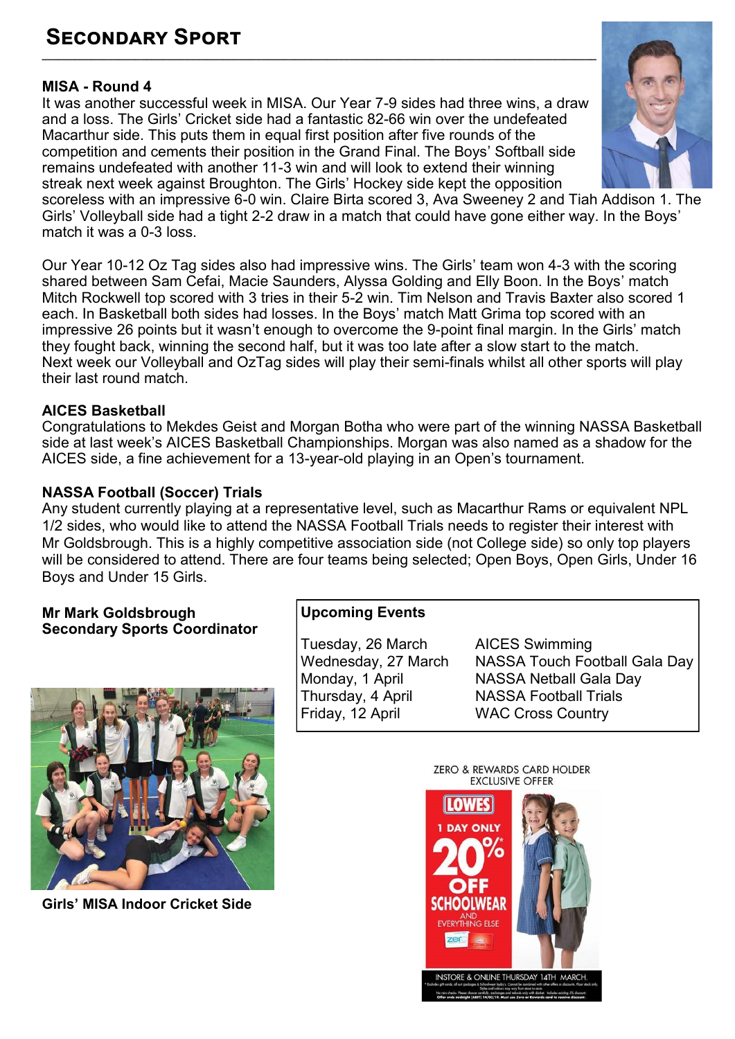# Secondary Sport

### MISA - Round 4

It was another successful week in MISA. Our Year 7-9 sides had three wins, a draw and a loss. The Girls' Cricket side had a fantastic 82-66 win over the undefeated Macarthur side. This puts them in equal first position after five rounds of the competition and cements their position in the Grand Final. The Boys' Softball side remains undefeated with another 11-3 win and will look to extend their winning streak next week against Broughton. The Girls' Hockey side kept the opposition scoreless with an impressive 6-0 win. Claire Birta scored 3, Ava Sweeney 2 and Tiah Addison 1. The Girls' Volleyball side had a tight 2-2 draw in a match that could have gone either way. In the Boys' match it was a 0-3 loss.

Our Year 10-12 Oz Tag sides also had impressive wins. The Girls' team won 4-3 with the scoring shared between Sam Cefai, Macie Saunders, Alyssa Golding and Elly Boon. In the Boys' match Mitch Rockwell top scored with 3 tries in their 5-2 win. Tim Nelson and Travis Baxter also scored 1 each. In Basketball both sides had losses. In the Boys' match Matt Grima top scored with an impressive 26 points but it wasn't enough to overcome the 9-point final margin. In the Girls' match they fought back, winning the second half, but it was too late after a slow start to the match. Next week our Volleyball and OzTag sides will play their semi-finals whilst all other sports will play their last round match.

### AICES Basketball

Congratulations to Mekdes Geist and Morgan Botha who were part of the winning NASSA Basketball side at last week's AICES Basketball Championships. Morgan was also named as a shadow for the AICES side, a fine achievement for a 13-year-old playing in an Open's tournament.

### NASSA Football (Soccer) Trials

Any student currently playing at a representative level, such as Macarthur Rams or equivalent NPL 1/2 sides, who would like to attend the NASSA Football Trials needs to register their interest with Mr Goldsbrough. This is a highly competitive association side (not College side) so only top players will be considered to attend. There are four teams being selected; Open Boys, Open Girls, Under 16 Boys and Under 15 Girls.

**Mr Mark Goldsbrough**
**Secondary Sports Coordinator**

**Girls' MISA Indoor Cricket Side**

### Upcoming Events

| Date | Event |
|---|---|
| Tuesday, 26 March | AICES Swimming |
| Wednesday, 27 March | NASSA Touch Football Gala Day |
| Monday, 1 April | NASSA Netball Gala Day |
| Thursday, 4 April | NASSA Football Trials |
| Friday, 12 April | WAC Cross Country |

ZERO & REWARDS CARD HOLDER EXCLUSIVE OFFER

LOWES 1 DAY ONLY 20%* OFF SCHOOLWEAR AND EVERYTHING ELSE

INSTORE & ONLINE THURSDAY 14TH MARCH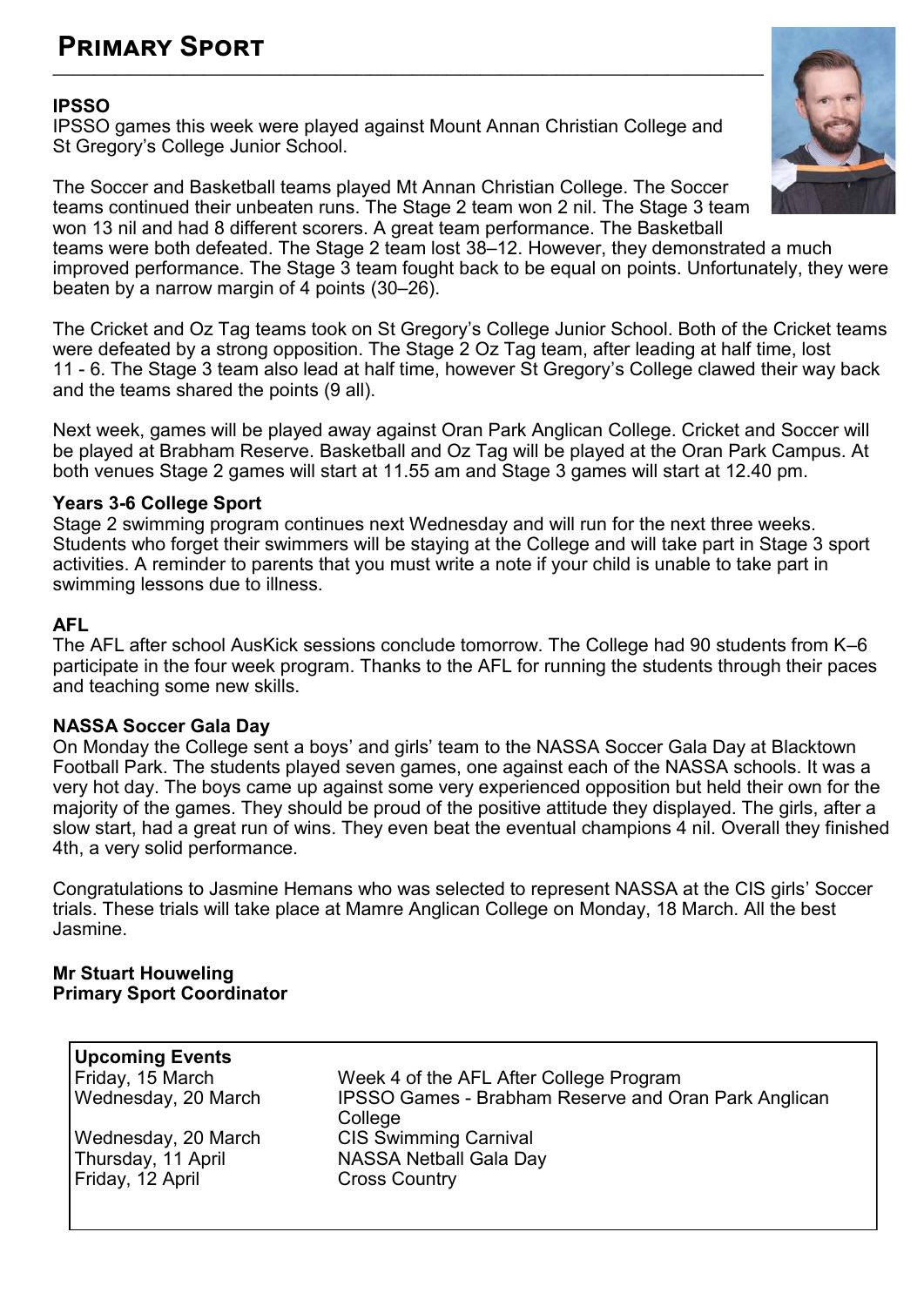# Primary Sport

**IPSSO**

IPSSO games this week were played against Mount Annan Christian College and St Gregory's College Junior School.

The Soccer and Basketball teams played Mt Annan Christian College. The Soccer teams continued their unbeaten runs. The Stage 2 team won 2 nil. The Stage 3 team won 13 nil and had 8 different scorers. A great team performance. The Basketball teams were both defeated. The Stage 2 team lost 38–12. However, they demonstrated a much improved performance. The Stage 3 team fought back to be equal on points. Unfortunately, they were beaten by a narrow margin of 4 points (30–26).

The Cricket and Oz Tag teams took on St Gregory's College Junior School. Both of the Cricket teams were defeated by a strong opposition. The Stage 2 Oz Tag team, after leading at half time, lost 11 - 6. The Stage 3 team also lead at half time, however St Gregory's College clawed their way back and the teams shared the points (9 all).

Next week, games will be played away against Oran Park Anglican College. Cricket and Soccer will be played at Brabham Reserve. Basketball and Oz Tag will be played at the Oran Park Campus. At both venues Stage 2 games will start at 11.55 am and Stage 3 games will start at 12.40 pm.

**Years 3-6 College Sport**

Stage 2 swimming program continues next Wednesday and will run for the next three weeks. Students who forget their swimmers will be staying at the College and will take part in Stage 3 sport activities. A reminder to parents that you must write a note if your child is unable to take part in swimming lessons due to illness.

**AFL**

The AFL after school AusKick sessions conclude tomorrow. The College had 90 students from K–6 participate in the four week program. Thanks to the AFL for running the students through their paces and teaching some new skills.

**NASSA Soccer Gala Day**

On Monday the College sent a boys' and girls' team to the NASSA Soccer Gala Day at Blacktown Football Park. The students played seven games, one against each of the NASSA schools. It was a very hot day. The boys came up against some very experienced opposition but held their own for the majority of the games. They should be proud of the positive attitude they displayed. The girls, after a slow start, had a great run of wins. They even beat the eventual champions 4 nil. Overall they finished 4th, a very solid performance.

Congratulations to Jasmine Hemans who was selected to represent NASSA at the CIS girls' Soccer trials. These trials will take place at Mamre Anglican College on Monday, 18 March. All the best Jasmine.

**Mr Stuart Houweling**
**Primary Sport Coordinator**

**Upcoming Events**

| | |
|---|---|
| Friday, 15 March | Week 4 of the AFL After College Program |
| Wednesday, 20 March | IPSSO Games - Brabham Reserve and Oran Park Anglican College |
| Wednesday, 20 March | CIS Swimming Carnival |
| Thursday, 11 April | NASSA Netball Gala Day |
| Friday, 12 April | Cross Country |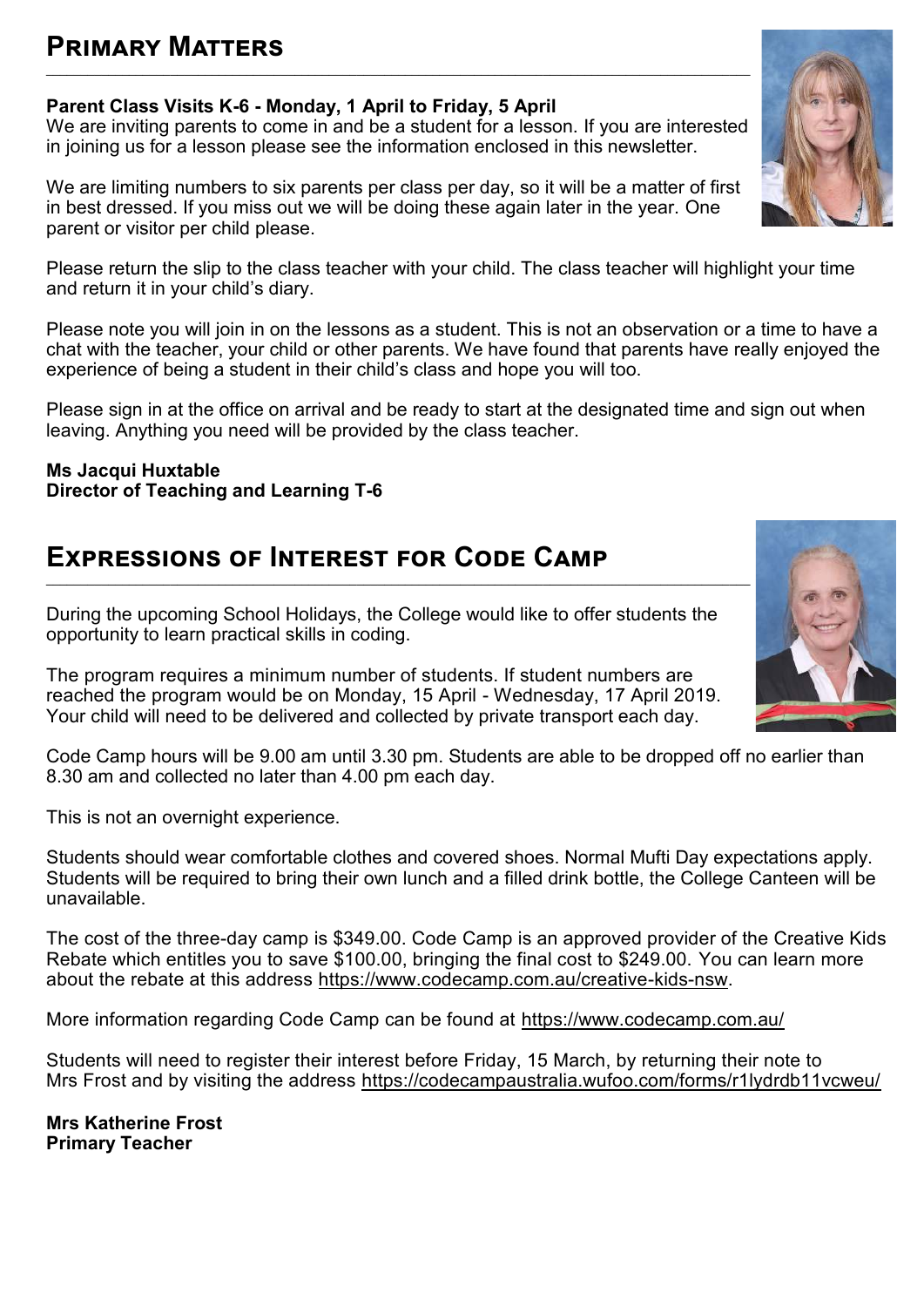# Primary Matters

**Parent Class Visits K-6 - Monday, 1 April to Friday, 5 April**

We are inviting parents to come in and be a student for a lesson. If you are interested in joining us for a lesson please see the information enclosed in this newsletter.

We are limiting numbers to six parents per class per day, so it will be a matter of first in best dressed. If you miss out we will be doing these again later in the year. One parent or visitor per child please.

Please return the slip to the class teacher with your child. The class teacher will highlight your time and return it in your child's diary.

Please note you will join in on the lessons as a student. This is not an observation or a time to have a chat with the teacher, your child or other parents. We have found that parents have really enjoyed the experience of being a student in their child's class and hope you will too.

Please sign in at the office on arrival and be ready to start at the designated time and sign out when leaving. Anything you need will be provided by the class teacher.

**Ms Jacqui Huxtable**
**Director of Teaching and Learning T-6**

# Expressions of Interest for Code Camp

During the upcoming School Holidays, the College would like to offer students the opportunity to learn practical skills in coding.

The program requires a minimum number of students. If student numbers are reached the program would be on Monday, 15 April - Wednesday, 17 April 2019. Your child will need to be delivered and collected by private transport each day.

Code Camp hours will be 9.00 am until 3.30 pm. Students are able to be dropped off no earlier than 8.30 am and collected no later than 4.00 pm each day.

This is not an overnight experience.

Students should wear comfortable clothes and covered shoes. Normal Mufti Day expectations apply. Students will be required to bring their own lunch and a filled drink bottle, the College Canteen will be unavailable.

The cost of the three-day camp is $349.00. Code Camp is an approved provider of the Creative Kids Rebate which entitles you to save $100.00, bringing the final cost to $249.00. You can learn more about the rebate at this address https://www.codecamp.com.au/creative-kids-nsw.

More information regarding Code Camp can be found at https://www.codecamp.com.au/

Students will need to register their interest before Friday, 15 March, by returning their note to Mrs Frost and by visiting the address https://codecampaustralia.wufoo.com/forms/r1lydrdb11vcweu/

**Mrs Katherine Frost**
**Primary Teacher**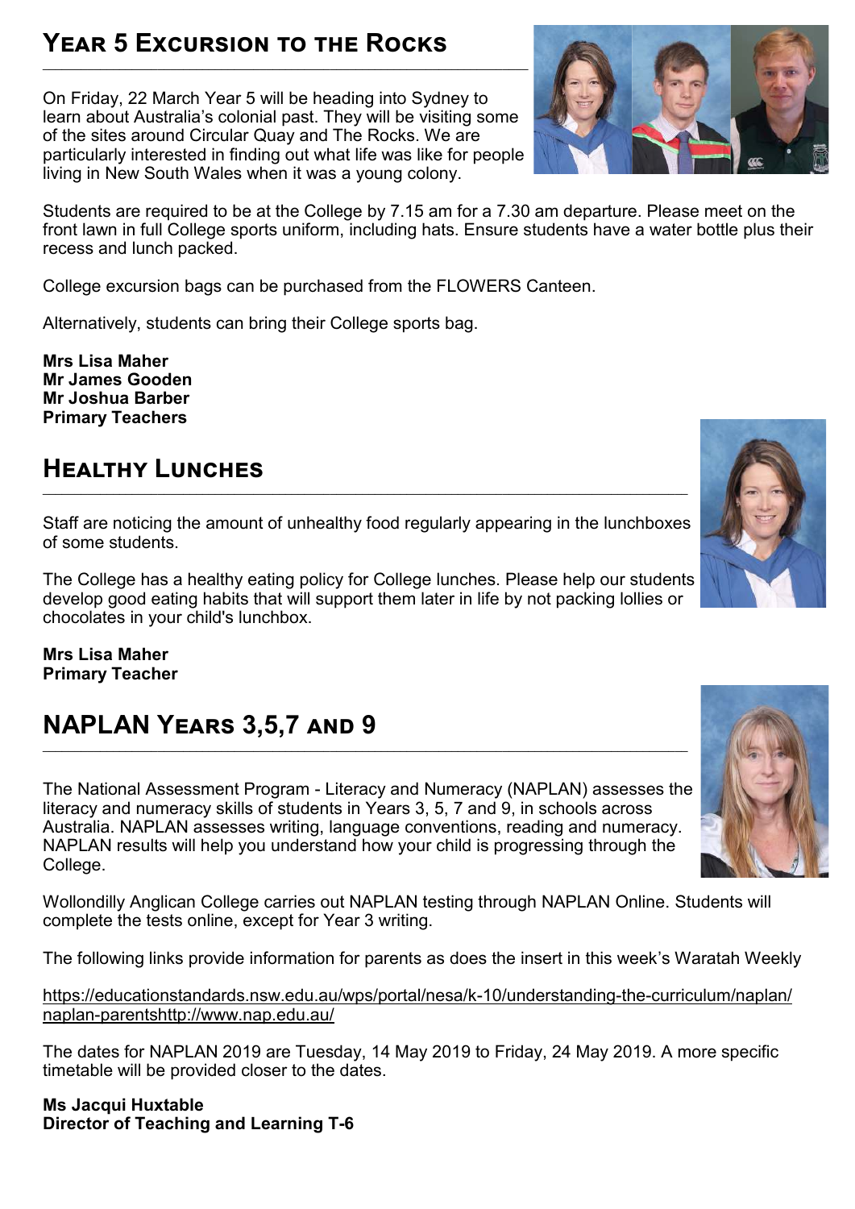## Year 5 Excursion to the Rocks

On Friday, 22 March Year 5 will be heading into Sydney to learn about Australia's colonial past. They will be visiting some of the sites around Circular Quay and The Rocks. We are particularly interested in finding out what life was like for people living in New South Wales when it was a young colony.

Students are required to be at the College by 7.15 am for a 7.30 am departure. Please meet on the front lawn in full College sports uniform, including hats. Ensure students have a water bottle plus their recess and lunch packed.

College excursion bags can be purchased from the FLOWERS Canteen.

Alternatively, students can bring their College sports bag.

**Mrs Lisa Maher**
**Mr James Gooden**
**Mr Joshua Barber**
**Primary Teachers**

## Healthy Lunches

Staff are noticing the amount of unhealthy food regularly appearing in the lunchboxes of some students.

The College has a healthy eating policy for College lunches. Please help our students develop good eating habits that will support them later in life by not packing lollies or chocolates in your child's lunchbox.

**Mrs Lisa Maher**
**Primary Teacher**

## NAPLAN Years 3,5,7 and 9

The National Assessment Program - Literacy and Numeracy (NAPLAN) assesses the literacy and numeracy skills of students in Years 3, 5, 7 and 9, in schools across Australia. NAPLAN assesses writing, language conventions, reading and numeracy. NAPLAN results will help you understand how your child is progressing through the College.

Wollondilly Anglican College carries out NAPLAN testing through NAPLAN Online. Students will complete the tests online, except for Year 3 writing.

The following links provide information for parents as does the insert in this week's Waratah Weekly

https://educationstandards.nsw.edu.au/wps/portal/nesa/k-10/understanding-the-curriculum/naplan/naplan-parentshttp://www.nap.edu.au/

The dates for NAPLAN 2019 are Tuesday, 14 May 2019 to Friday, 24 May 2019. A more specific timetable will be provided closer to the dates.

**Ms Jacqui Huxtable**
**Director of Teaching and Learning T-6**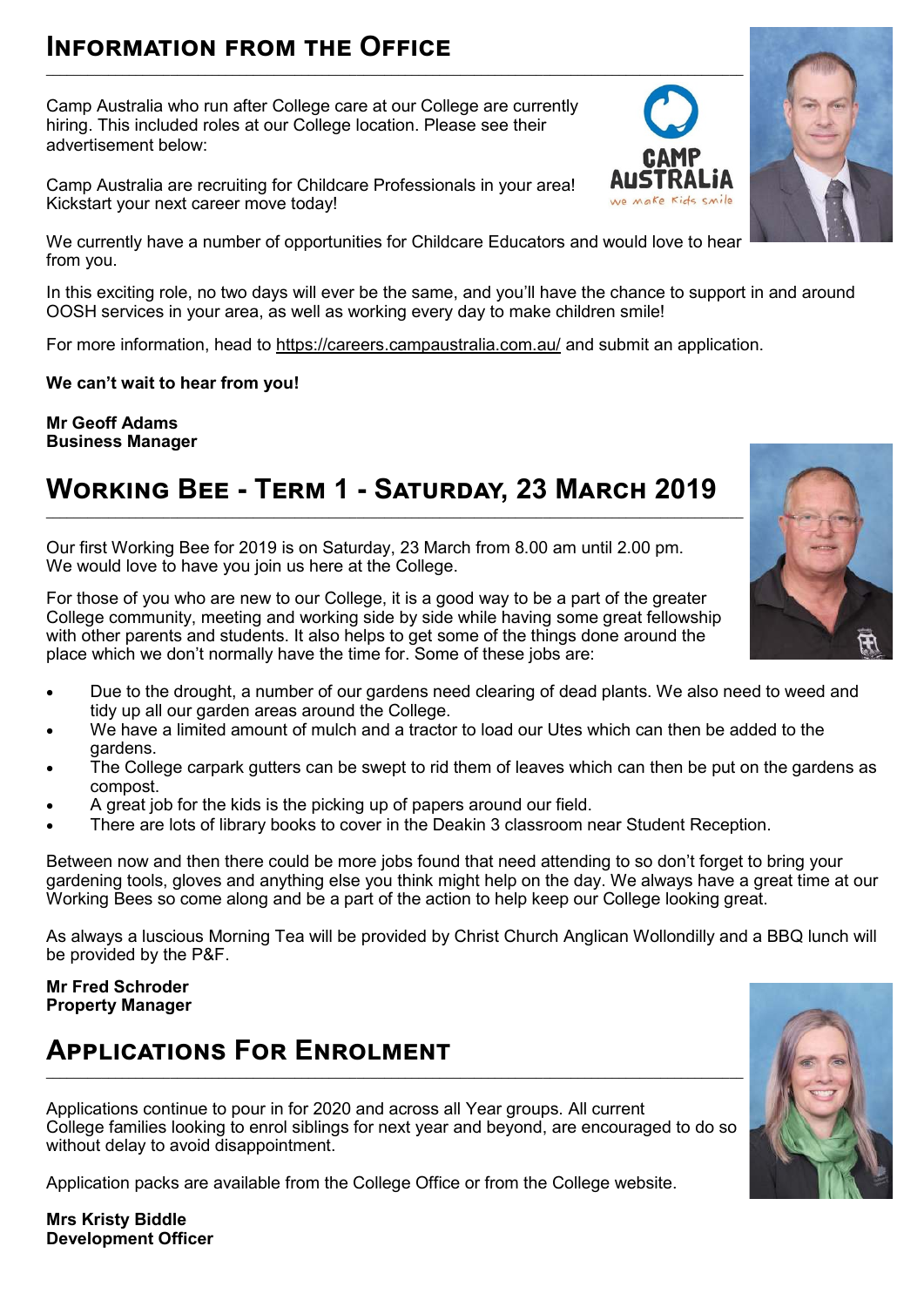## Information from the Office

Camp Australia who run after College care at our College are currently hiring. This included roles at our College location. Please see their advertisement below:

Camp Australia are recruiting for Childcare Professionals in your area! Kickstart your next career move today!

We currently have a number of opportunities for Childcare Educators and would love to hear from you.

In this exciting role, no two days will ever be the same, and you'll have the chance to support in and around OOSH services in your area, as well as working every day to make children smile!

For more information, head to https://careers.campaustralia.com.au/ and submit an application.

**We can't wait to hear from you!**

**Mr Geoff Adams**
**Business Manager**

## Working Bee - Term 1 - Saturday, 23 March 2019

Our first Working Bee for 2019 is on Saturday, 23 March from 8.00 am until 2.00 pm. We would love to have you join us here at the College.

For those of you who are new to our College, it is a good way to be a part of the greater College community, meeting and working side by side while having some great fellowship with other parents and students. It also helps to get some of the things done around the place which we don't normally have the time for. Some of these jobs are:

- Due to the drought, a number of our gardens need clearing of dead plants. We also need to weed and tidy up all our garden areas around the College.
- We have a limited amount of mulch and a tractor to load our Utes which can then be added to the gardens.
- The College carpark gutters can be swept to rid them of leaves which can then be put on the gardens as compost.
- A great job for the kids is the picking up of papers around our field.
- There are lots of library books to cover in the Deakin 3 classroom near Student Reception.

Between now and then there could be more jobs found that need attending to so don't forget to bring your gardening tools, gloves and anything else you think might help on the day. We always have a great time at our Working Bees so come along and be a part of the action to help keep our College looking great.

As always a luscious Morning Tea will be provided by Christ Church Anglican Wollondilly and a BBQ lunch will be provided by the P&F.

**Mr Fred Schroder**
**Property Manager**

## Applications For Enrolment

Applications continue to pour in for 2020 and across all Year groups. All current College families looking to enrol siblings for next year and beyond, are encouraged to do so without delay to avoid disappointment.

Application packs are available from the College Office or from the College website.

**Mrs Kristy Biddle**
**Development Officer**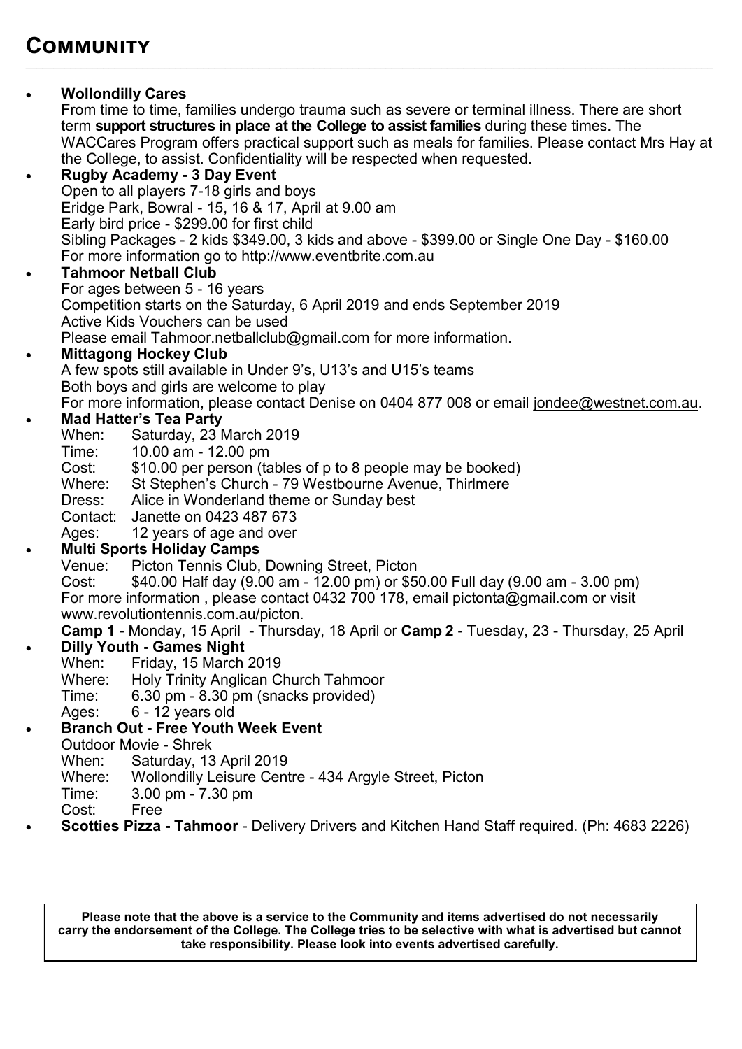# COMMUNITY

- **Wollondilly Cares**
  From time to time, families undergo trauma such as severe or terminal illness. There are short term **support structures in place at the College to assist families** during these times. The WACCares Program offers practical support such as meals for families. Please contact Mrs Hay at the College, to assist. Confidentiality will be respected when requested.
- **Rugby Academy - 3 Day Event**
  Open to all players 7-18 girls and boys
  Eridge Park, Bowral - 15, 16 & 17, April at 9.00 am
  Early bird price - $299.00 for first child
  Sibling Packages - 2 kids $349.00, 3 kids and above - $399.00 or Single One Day - $160.00
  For more information go to http://www.eventbrite.com.au
- **Tahmoor Netball Club**
  For ages between 5 - 16 years
  Competition starts on the Saturday, 6 April 2019 and ends September 2019
  Active Kids Vouchers can be used
  Please email Tahmoor.netballclub@gmail.com for more information.
- **Mittagong Hockey Club**
  A few spots still available in Under 9's, U13's and U15's teams
  Both boys and girls are welcome to play
  For more information, please contact Denise on 0404 877 008 or email jondee@westnet.com.au.
- **Mad Hatter's Tea Party**
  When: Saturday, 23 March 2019
  Time: 10.00 am - 12.00 pm
  Cost: $10.00 per person (tables of p to 8 people may be booked)
  Where: St Stephen's Church - 79 Westbourne Avenue, Thirlmere
  Dress: Alice in Wonderland theme or Sunday best
  Contact: Janette on 0423 487 673
  Ages: 12 years of age and over
- **Multi Sports Holiday Camps**
  Venue: Picton Tennis Club, Downing Street, Picton
  Cost: $40.00 Half day (9.00 am - 12.00 pm) or $50.00 Full day (9.00 am - 3.00 pm)
  For more information , please contact 0432 700 178, email pictonta@gmail.com or visit www.revolutiontennis.com.au/picton.
  **Camp 1** - Monday, 15 April - Thursday, 18 April or **Camp 2** - Tuesday, 23 - Thursday, 25 April
- **Dilly Youth - Games Night**
  When: Friday, 15 March 2019
  Where: Holy Trinity Anglican Church Tahmoor
  Time: 6.30 pm - 8.30 pm (snacks provided)
  Ages: 6 - 12 years old
- **Branch Out - Free Youth Week Event**
  Outdoor Movie - Shrek
  When: Saturday, 13 April 2019
  Where: Wollondilly Leisure Centre - 434 Argyle Street, Picton
  Time: 3.00 pm - 7.30 pm
  Cost: Free
- **Scotties Pizza - Tahmoor** - Delivery Drivers and Kitchen Hand Staff required. (Ph: 4683 2226)

**Please note that the above is a service to the Community and items advertised do not necessarily carry the endorsement of the College. The College tries to be selective with what is advertised but cannot take responsibility. Please look into events advertised carefully.**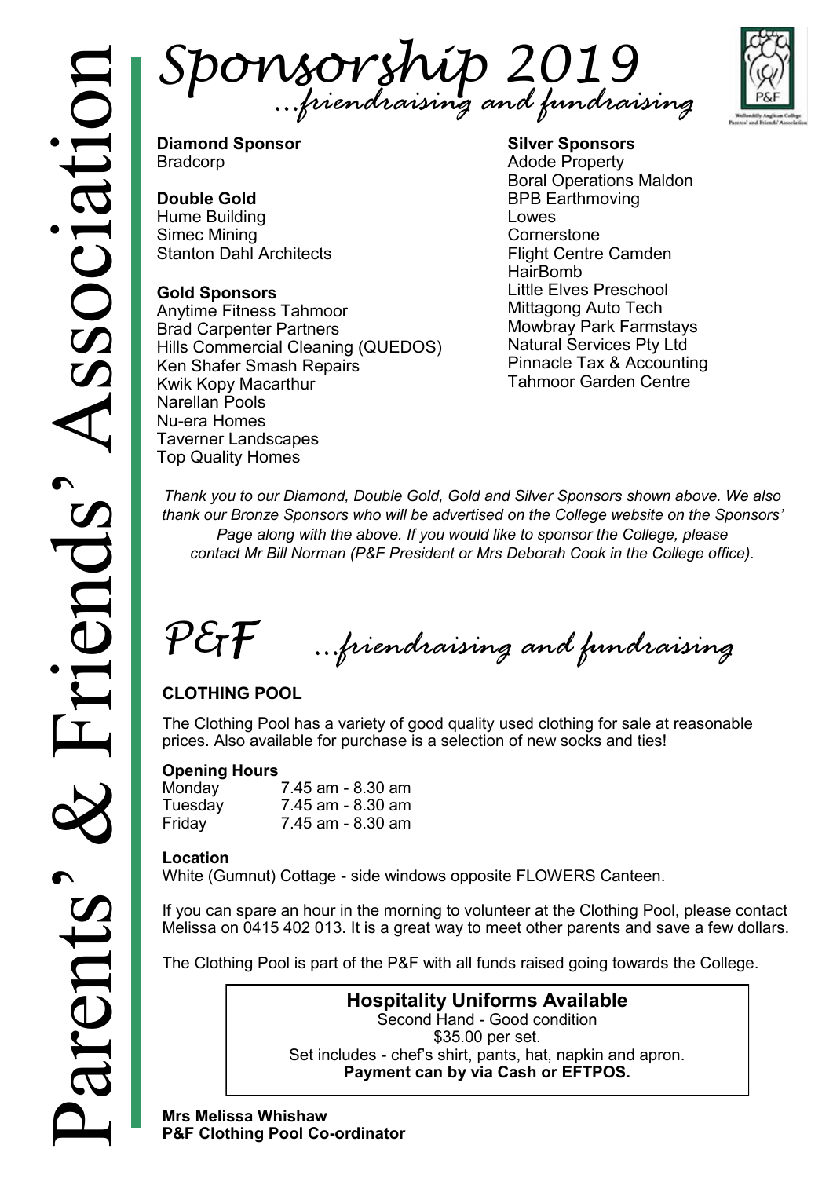# Parents' & Friends' Association

# Sponsorship 2019

*...friendraising and fundraising*

**Diamond Sponsor**
Bradcorp

**Double Gold**
Hume Building
Simec Mining
Stanton Dahl Architects

**Gold Sponsors**
Anytime Fitness Tahmoor
Brad Carpenter Partners
Hills Commercial Cleaning (QUEDOS)
Ken Shafer Smash Repairs
Kwik Kopy Macarthur
Narellan Pools
Nu-era Homes
Taverner Landscapes
Top Quality Homes

**Silver Sponsors**
Adode Property
Boral Operations Maldon
BPB Earthmoving
Lowes
Cornerstone
Flight Centre Camden
HairBomb
Little Elves Preschool
Mittagong Auto Tech
Mowbray Park Farmstays
Natural Services Pty Ltd
Pinnacle Tax & Accounting
Tahmoor Garden Centre

*Thank you to our Diamond, Double Gold, Gold and Silver Sponsors shown above. We also thank our Bronze Sponsors who will be advertised on the College website on the Sponsors' Page along with the above. If you would like to sponsor the College, please contact Mr Bill Norman (P&F President or Mrs Deborah Cook in the College office).*

# P&F ...friendraising and fundraising

## CLOTHING POOL

The Clothing Pool has a variety of good quality used clothing for sale at reasonable prices. Also available for purchase is a selection of new socks and ties!

**Opening Hours**

| | |
|---|---|
| Monday | 7.45 am - 8.30 am |
| Tuesday | 7.45 am - 8.30 am |
| Friday | 7.45 am - 8.30 am |

**Location**
White (Gumnut) Cottage - side windows opposite FLOWERS Canteen.

If you can spare an hour in the morning to volunteer at the Clothing Pool, please contact Melissa on 0415 402 013. It is a great way to meet other parents and save a few dollars.

The Clothing Pool is part of the P&F with all funds raised going towards the College.

**Hospitality Uniforms Available**
Second Hand - Good condition
$35.00 per set.
Set includes - chef's shirt, pants, hat, napkin and apron.
**Payment can by via Cash or EFTPOS.**

**Mrs Melissa Whishaw**
**P&F Clothing Pool Co-ordinator**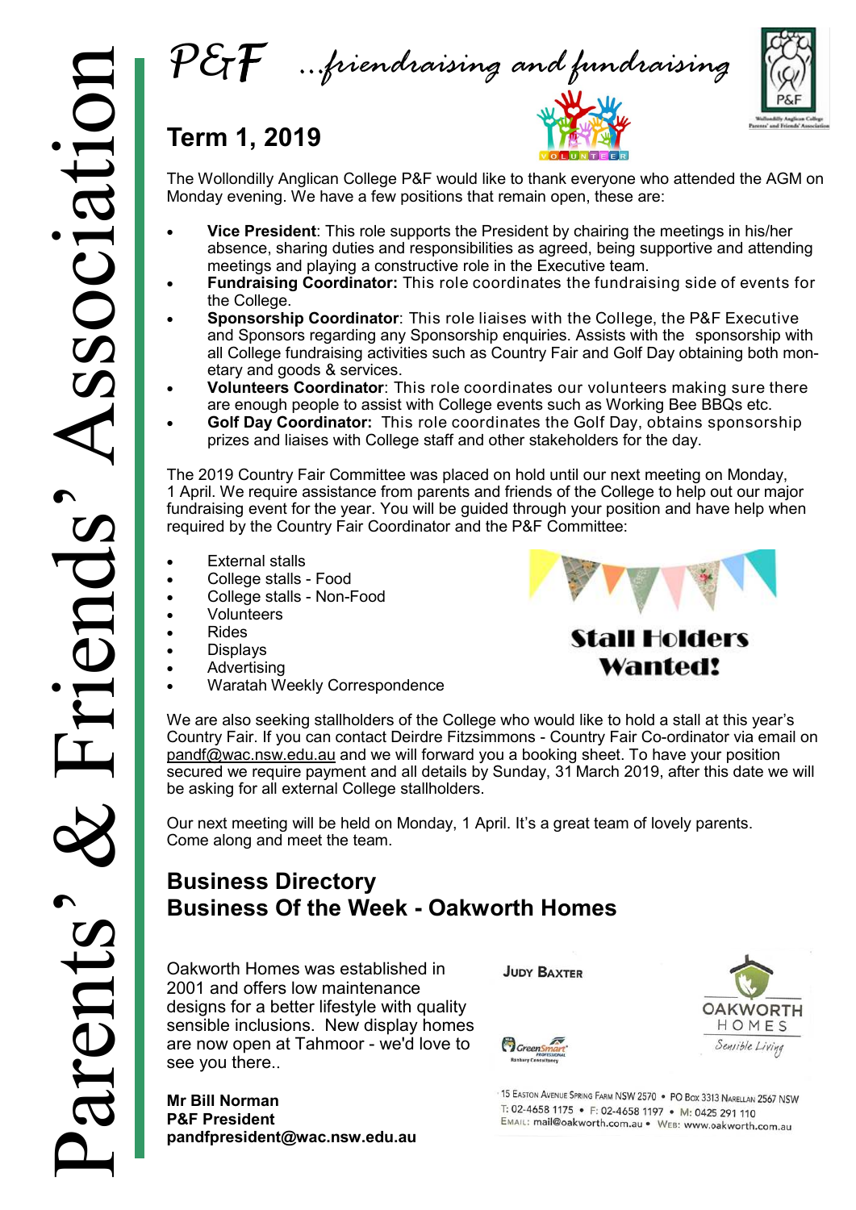# P&F ...friendraising and fundraising

Parents' & Friends' Association

## Term 1, 2019

The Wollondilly Anglican College P&F would like to thank everyone who attended the AGM on Monday evening. We have a few positions that remain open, these are:

- **Vice President**: This role supports the President by chairing the meetings in his/her absence, sharing duties and responsibilities as agreed, being supportive and attending meetings and playing a constructive role in the Executive team.
- **Fundraising Coordinator:** This role coordinates the fundraising side of events for the College.
- **Sponsorship Coordinator**: This role liaises with the College, the P&F Executive and Sponsors regarding any Sponsorship enquiries. Assists with the sponsorship with all College fundraising activities such as Country Fair and Golf Day obtaining both monetary and goods & services.
- **Volunteers Coordinator**: This role coordinates our volunteers making sure there are enough people to assist with College events such as Working Bee BBQs etc.
- **Golf Day Coordinator:** This role coordinates the Golf Day, obtains sponsorship prizes and liaises with College staff and other stakeholders for the day.

The 2019 Country Fair Committee was placed on hold until our next meeting on Monday, 1 April. We require assistance from parents and friends of the College to help out our major fundraising event for the year. You will be guided through your position and have help when required by the Country Fair Coordinator and the P&F Committee:

- External stalls
- College stalls - Food
- College stalls - Non-Food
- Volunteers
- Rides
- Displays
- Advertising
- Waratah Weekly Correspondence

**Stall Holders Wanted!**

We are also seeking stallholders of the College who would like to hold a stall at this year's Country Fair. If you can contact Deirdre Fitzsimmons - Country Fair Co-ordinator via email on pandf@wac.nsw.edu.au and we will forward you a booking sheet. To have your position secured we require payment and all details by Sunday, 31 March 2019, after this date we will be asking for all external College stallholders.

Our next meeting will be held on Monday, 1 April. It's a great team of lovely parents. Come along and meet the team.

## Business Directory
## Business Of the Week - Oakworth Homes

Oakworth Homes was established in 2001 and offers low maintenance designs for a better lifestyle with quality sensible inclusions. New display homes are now open at Tahmoor - we'd love to see you there..

**Mr Bill Norman**
**P&F President**
**pandfpresident@wac.nsw.edu.au**

JUDY BAXTER

OAKWORTH HOMES
Sensible Living

15 Easton Avenue Spring Farm NSW 2570 • PO Box 3313 Narellan 2567 NSW
T: 02-4658 1175 • F: 02-4658 1197 • M: 0425 291 110
Email: mail@oakworth.com.au • Web: www.oakworth.com.au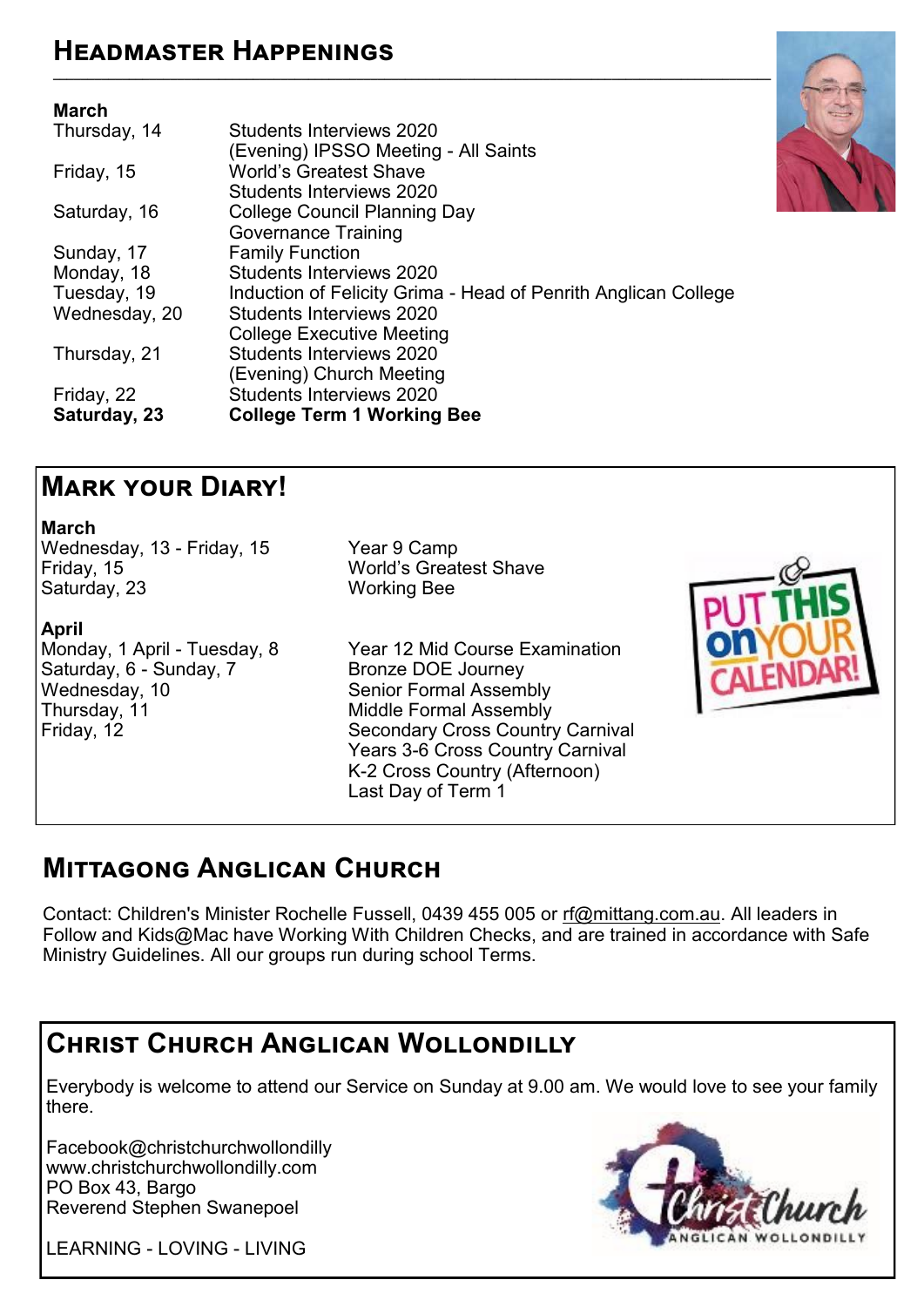## Headmaster Happenings

**March**

| | |
|---|---|
| Thursday, 14 | Students Interviews 2020<br>(Evening) IPSSO Meeting - All Saints |
| Friday, 15 | World's Greatest Shave<br>Students Interviews 2020 |
| Saturday, 16 | College Council Planning Day<br>Governance Training |
| Sunday, 17 | Family Function |
| Monday, 18 | Students Interviews 2020 |
| Tuesday, 19 | Induction of Felicity Grima - Head of Penrith Anglican College |
| Wednesday, 20 | Students Interviews 2020<br>College Executive Meeting |
| Thursday, 21 | Students Interviews 2020<br>(Evening) Church Meeting |
| Friday, 22 | Students Interviews 2020 |
| **Saturday, 23** | **College Term 1 Working Bee** |

## Mark your Diary!

**March**

| | |
|---|---|
| Wednesday, 13 - Friday, 15 | Year 9 Camp |
| Friday, 15 | World's Greatest Shave |
| Saturday, 23 | Working Bee |

**April**

| | |
|---|---|
| Monday, 1 April - Tuesday, 8 | Year 12 Mid Course Examination |
| Saturday, 6 - Sunday, 7 | Bronze DOE Journey |
| Wednesday, 10 | Senior Formal Assembly |
| Thursday, 11 | Middle Formal Assembly |
| Friday, 12 | Secondary Cross Country Carnival<br>Years 3-6 Cross Country Carnival<br>K-2 Cross Country (Afternoon)<br>Last Day of Term 1 |

## Mittagong Anglican Church

Contact: Children's Minister Rochelle Fussell, 0439 455 005 or rf@mittang.com.au. All leaders in Follow and Kids@Mac have Working With Children Checks, and are trained in accordance with Safe Ministry Guidelines. All our groups run during school Terms.

## Christ Church Anglican Wollondilly

Everybody is welcome to attend our Service on Sunday at 9.00 am. We would love to see your family there.

Facebook@christchurchwollondilly
www.christchurchwollondilly.com
PO Box 43, Bargo
Reverend Stephen Swanepoel

LEARNING - LOVING - LIVING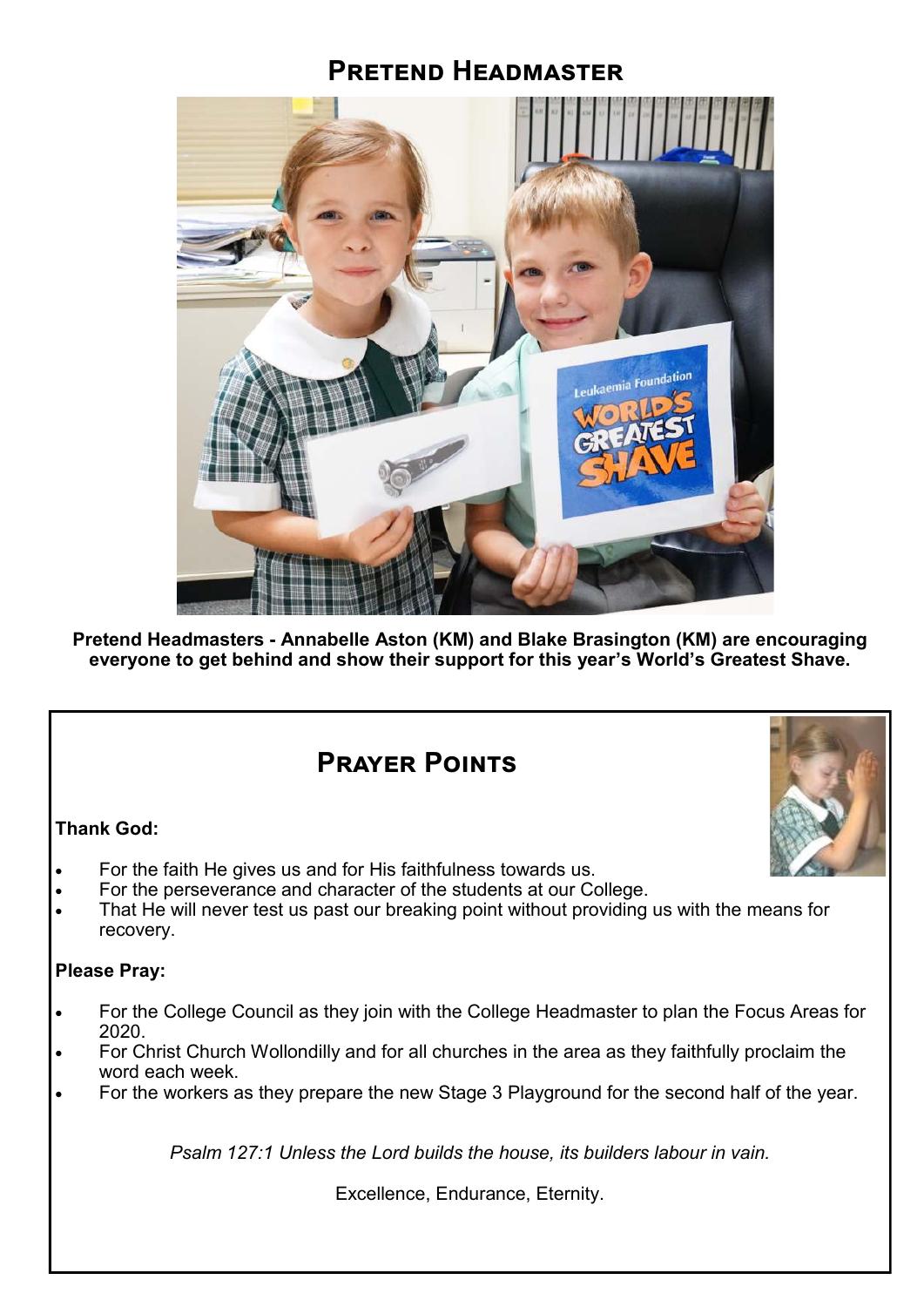# Pretend Headmaster

**Pretend Headmasters - Annabelle Aston (KM) and Blake Brasington (KM) are encouraging everyone to get behind and show their support for this year's World's Greatest Shave.**

## Prayer Points

**Thank God:**

- For the faith He gives us and for His faithfulness towards us.
- For the perseverance and character of the students at our College.
- That He will never test us past our breaking point without providing us with the means for recovery.

**Please Pray:**

- For the College Council as they join with the College Headmaster to plan the Focus Areas for 2020.
- For Christ Church Wollondilly and for all churches in the area as they faithfully proclaim the word each week.
- For the workers as they prepare the new Stage 3 Playground for the second half of the year.

*Psalm 127:1 Unless the Lord builds the house, its builders labour in vain.*

Excellence, Endurance, Eternity.